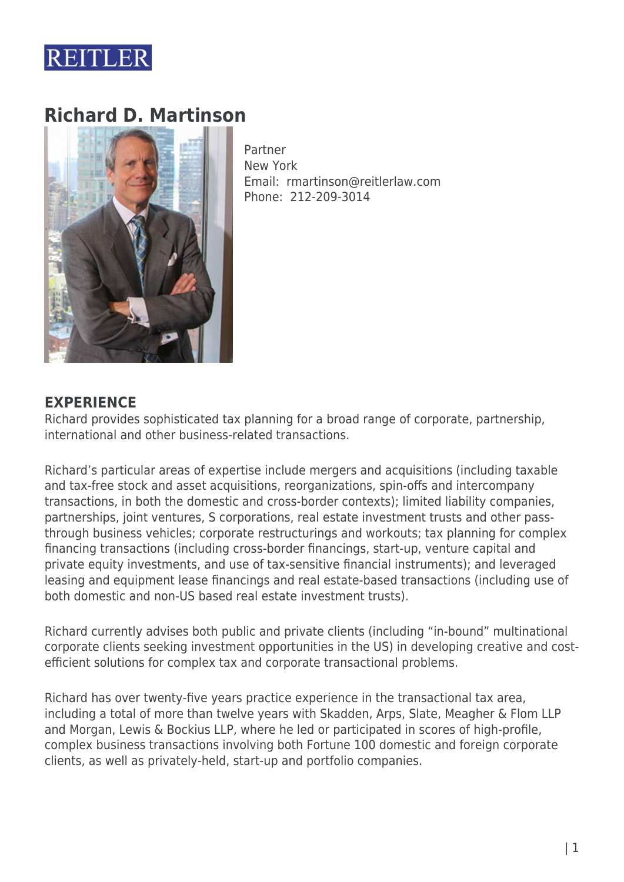REITLER

# Richard D. Martinson

Partner
New York
Email: rmartinson@reitlerlaw.com
Phone: 212-209-3014

## EXPERIENCE

Richard provides sophisticated tax planning for a broad range of corporate, partnership, international and other business-related transactions.

Richard's particular areas of expertise include mergers and acquisitions (including taxable and tax-free stock and asset acquisitions, reorganizations, spin-offs and intercompany transactions, in both the domestic and cross-border contexts); limited liability companies, partnerships, joint ventures, S corporations, real estate investment trusts and other pass-through business vehicles; corporate restructurings and workouts; tax planning for complex financing transactions (including cross-border financings, start-up, venture capital and private equity investments, and use of tax-sensitive financial instruments); and leveraged leasing and equipment lease financings and real estate-based transactions (including use of both domestic and non-US based real estate investment trusts).

Richard currently advises both public and private clients (including "in-bound" multinational corporate clients seeking investment opportunities in the US) in developing creative and cost-efficient solutions for complex tax and corporate transactional problems.

Richard has over twenty-five years practice experience in the transactional tax area, including a total of more than twelve years with Skadden, Arps, Slate, Meagher & Flom LLP and Morgan, Lewis & Bockius LLP, where he led or participated in scores of high-profile, complex business transactions involving both Fortune 100 domestic and foreign corporate clients, as well as privately-held, start-up and portfolio companies.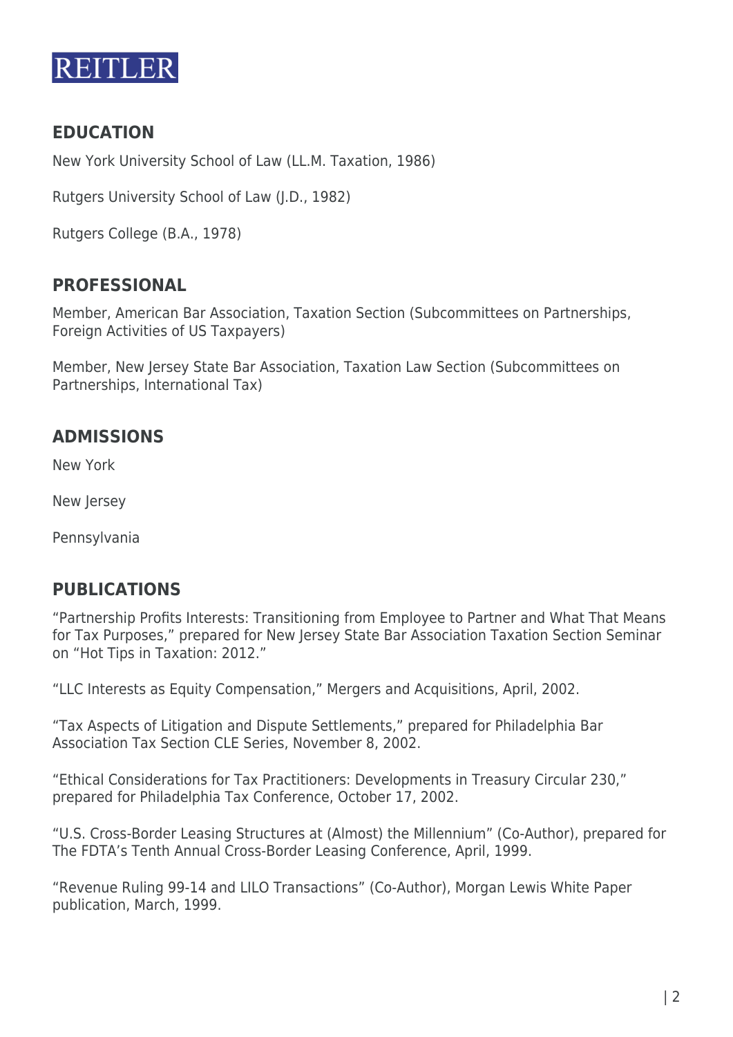## EDUCATION

New York University School of Law (LL.M. Taxation, 1986)

Rutgers University School of Law (J.D., 1982)

Rutgers College (B.A., 1978)

## PROFESSIONAL

Member, American Bar Association, Taxation Section (Subcommittees on Partnerships, Foreign Activities of US Taxpayers)

Member, New Jersey State Bar Association, Taxation Law Section (Subcommittees on Partnerships, International Tax)

## ADMISSIONS

New York

New Jersey

Pennsylvania

## PUBLICATIONS

"Partnership Profits Interests: Transitioning from Employee to Partner and What That Means for Tax Purposes," prepared for New Jersey State Bar Association Taxation Section Seminar on "Hot Tips in Taxation: 2012."

"LLC Interests as Equity Compensation," Mergers and Acquisitions, April, 2002.

"Tax Aspects of Litigation and Dispute Settlements," prepared for Philadelphia Bar Association Tax Section CLE Series, November 8, 2002.

"Ethical Considerations for Tax Practitioners: Developments in Treasury Circular 230," prepared for Philadelphia Tax Conference, October 17, 2002.

"U.S. Cross-Border Leasing Structures at (Almost) the Millennium" (Co-Author), prepared for The FDTA's Tenth Annual Cross-Border Leasing Conference, April, 1999.

"Revenue Ruling 99-14 and LILO Transactions" (Co-Author), Morgan Lewis White Paper publication, March, 1999.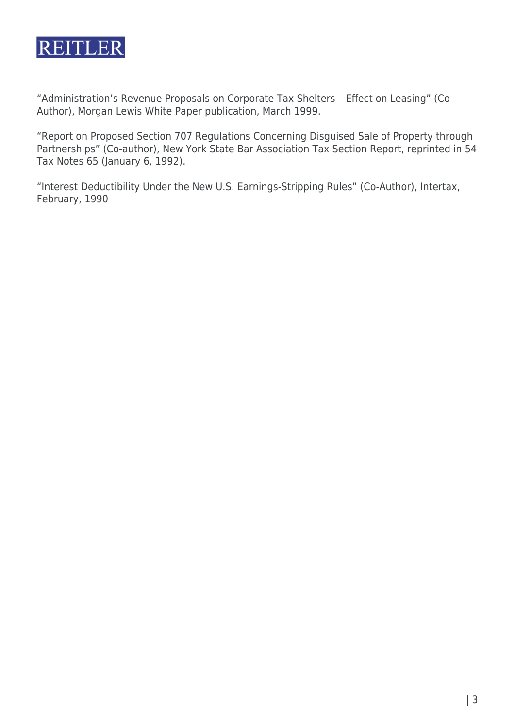"Administration's Revenue Proposals on Corporate Tax Shelters – Effect on Leasing" (Co-Author), Morgan Lewis White Paper publication, March 1999.

"Report on Proposed Section 707 Regulations Concerning Disguised Sale of Property through Partnerships" (Co-author), New York State Bar Association Tax Section Report, reprinted in 54 Tax Notes 65 (January 6, 1992).

"Interest Deductibility Under the New U.S. Earnings-Stripping Rules" (Co-Author), Intertax, February, 1990